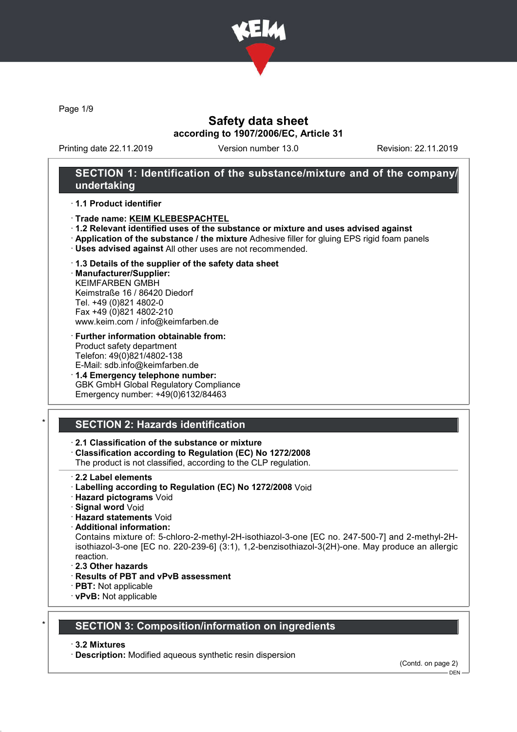# Safety data sheet
**according to 1907/2006/EC, Article 31**

Printing date 22.11.2019 | Version number 13.0 | Revision: 22.11.2019

## SECTION 1: Identification of the substance/mixture and of the company/ undertaking

· **1.1 Product identifier**

· **Trade name: KEIM KLEBESPACHTEL**
· **1.2 Relevant identified uses of the substance or mixture and uses advised against**
· **Application of the substance / the mixture** Adhesive filler for gluing EPS rigid foam panels
· **Uses advised against** All other uses are not recommended.

· **1.3 Details of the supplier of the safety data sheet**
· **Manufacturer/Supplier:**
KEIMFARBEN GMBH
Keimstraße 16 / 86420 Diedorf
Tel. +49 (0)821 4802-0
Fax +49 (0)821 4802-210
www.keim.com / info@keimfarben.de

· **Further information obtainable from:**
Product safety department
Telefon: 49(0)821/4802-138
E-Mail: sdb.info@keimfarben.de
· **1.4 Emergency telephone number:**
GBK GmbH Global Regulatory Compliance
Emergency number: +49(0)6132/84463

## SECTION 2: Hazards identification

· **2.1 Classification of the substance or mixture**
· **Classification according to Regulation (EC) No 1272/2008**
The product is not classified, according to the CLP regulation.

· **2.2 Label elements**
· **Labelling according to Regulation (EC) No 1272/2008** Void
· **Hazard pictograms** Void
· **Signal word** Void
· **Hazard statements** Void
· **Additional information:**
Contains mixture of: 5-chloro-2-methyl-2H-isothiazol-3-one [EC no. 247-500-7] and 2-methyl-2H-isothiazol-3-one [EC no. 220-239-6] (3:1), 1,2-benzisothiazol-3(2H)-one. May produce an allergic reaction.
· **2.3 Other hazards**
· **Results of PBT and vPvB assessment**
· **PBT:** Not applicable
· **vPvB:** Not applicable

## SECTION 3: Composition/information on ingredients

· **3.2 Mixtures**
· **Description:** Modified aqueous synthetic resin dispersion

(Contd. on page 2)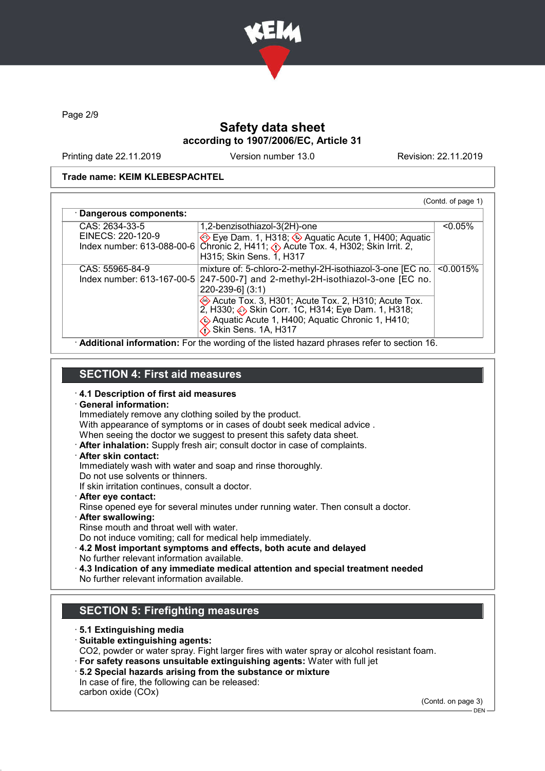# Safety data sheet
## according to 1907/2006/EC, Article 31

Printing date 22.11.2019 | Version number 13.0 | Revision: 22.11.2019

**Trade name: KEIM KLEBESPACHTEL**

(Contd. of page 1)

· **Dangerous components:**

| | | |
|---|---|---|
| CAS: 2634-33-5<br>EINECS: 220-120-9<br>Index number: 613-088-00-6 | 1,2-benzisothiazol-3(2H)-one<br>Eye Dam. 1, H318; Aquatic Acute 1, H400; Aquatic Chronic 2, H411; Acute Tox. 4, H302; Skin Irrit. 2, H315; Skin Sens. 1, H317 | <0.05% |
| CAS: 55965-84-9<br>Index number: 613-167-00-5 | mixture of: 5-chloro-2-methyl-2H-isothiazol-3-one [EC no. 247-500-7] and 2-methyl-2H-isothiazol-3-one [EC no. 220-239-6] (3:1)<br>Acute Tox. 3, H301; Acute Tox. 2, H310; Acute Tox. 2, H330; Skin Corr. 1C, H314; Eye Dam. 1, H318; Aquatic Acute 1, H400; Aquatic Chronic 1, H410; Skin Sens. 1A, H317 | <0.0015% |

· **Additional information:** For the wording of the listed hazard phrases refer to section 16.

## SECTION 4: First aid measures

· **4.1 Description of first aid measures**

· **General information:**
Immediately remove any clothing soiled by the product.
With appearance of symptoms or in cases of doubt seek medical advice .
When seeing the doctor we suggest to present this safety data sheet.

· **After inhalation:** Supply fresh air; consult doctor in case of complaints.

· **After skin contact:**
Immediately wash with water and soap and rinse thoroughly.
Do not use solvents or thinners.
If skin irritation continues, consult a doctor.

· **After eye contact:**
Rinse opened eye for several minutes under running water. Then consult a doctor.

· **After swallowing:**
Rinse mouth and throat well with water.
Do not induce vomiting; call for medical help immediately.

· **4.2 Most important symptoms and effects, both acute and delayed**
No further relevant information available.

· **4.3 Indication of any immediate medical attention and special treatment needed**
No further relevant information available.

## SECTION 5: Firefighting measures

· **5.1 Extinguishing media**

· **Suitable extinguishing agents:**
$CO_2$, powder or water spray. Fight larger fires with water spray or alcohol resistant foam.

· **For safety reasons unsuitable extinguishing agents:** Water with full jet

· **5.2 Special hazards arising from the substance or mixture**
In case of fire, the following can be released:
carbon oxide (COx)

(Contd. on page 3)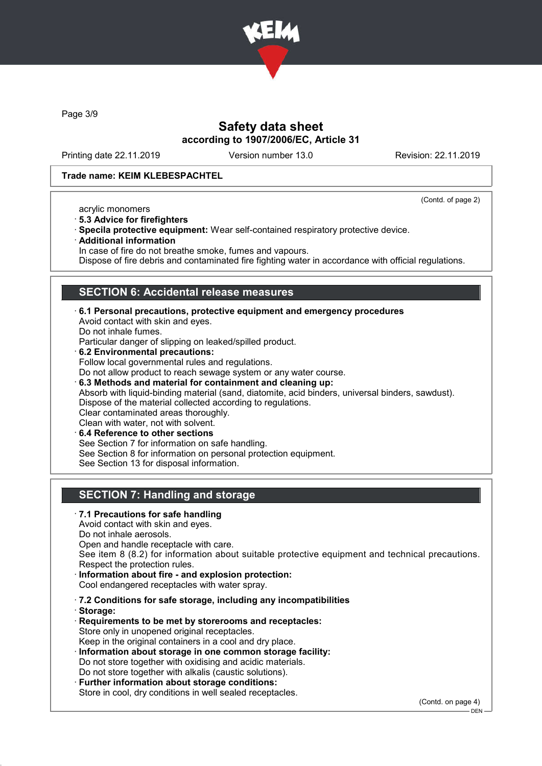Trade name: KEIM KLEBESPACHTEL

(Contd. of page 2)

acrylic monomers

· **5.3 Advice for firefighters**
· **Specila protective equipment:** Wear self-contained respiratory protective device.
· **Additional information**
In case of fire do not breathe smoke, fumes and vapours.
Dispose of fire debris and contaminated fire fighting water in accordance with official regulations.

## SECTION 6: Accidental release measures

· **6.1 Personal precautions, protective equipment and emergency procedures**
Avoid contact with skin and eyes.
Do not inhale fumes.
Particular danger of slipping on leaked/spilled product.
· **6.2 Environmental precautions:**
Follow local governmental rules and regulations.
Do not allow product to reach sewage system or any water course.
· **6.3 Methods and material for containment and cleaning up:**
Absorb with liquid-binding material (sand, diatomite, acid binders, universal binders, sawdust).
Dispose of the material collected according to regulations.
Clear contaminated areas thoroughly.
Clean with water, not with solvent.
· **6.4 Reference to other sections**
See Section 7 for information on safe handling.
See Section 8 for information on personal protection equipment.
See Section 13 for disposal information.

## SECTION 7: Handling and storage

· **7.1 Precautions for safe handling**
Avoid contact with skin and eyes.
Do not inhale aerosols.
Open and handle receptacle with care.
See item 8 (8.2) for information about suitable protective equipment and technical precautions.
Respect the protection rules.
· **Information about fire - and explosion protection:**
Cool endangered receptacles with water spray.

· **7.2 Conditions for safe storage, including any incompatibilities**
· **Storage:**
· **Requirements to be met by storerooms and receptacles:**
Store only in unopened original receptacles.
Keep in the original containers in a cool and dry place.
· **Information about storage in one common storage facility:**
Do not store together with oxidising and acidic materials.
Do not store together with alkalis (caustic solutions).
· **Further information about storage conditions:**
Store in cool, dry conditions in well sealed receptacles.

(Contd. on page 4)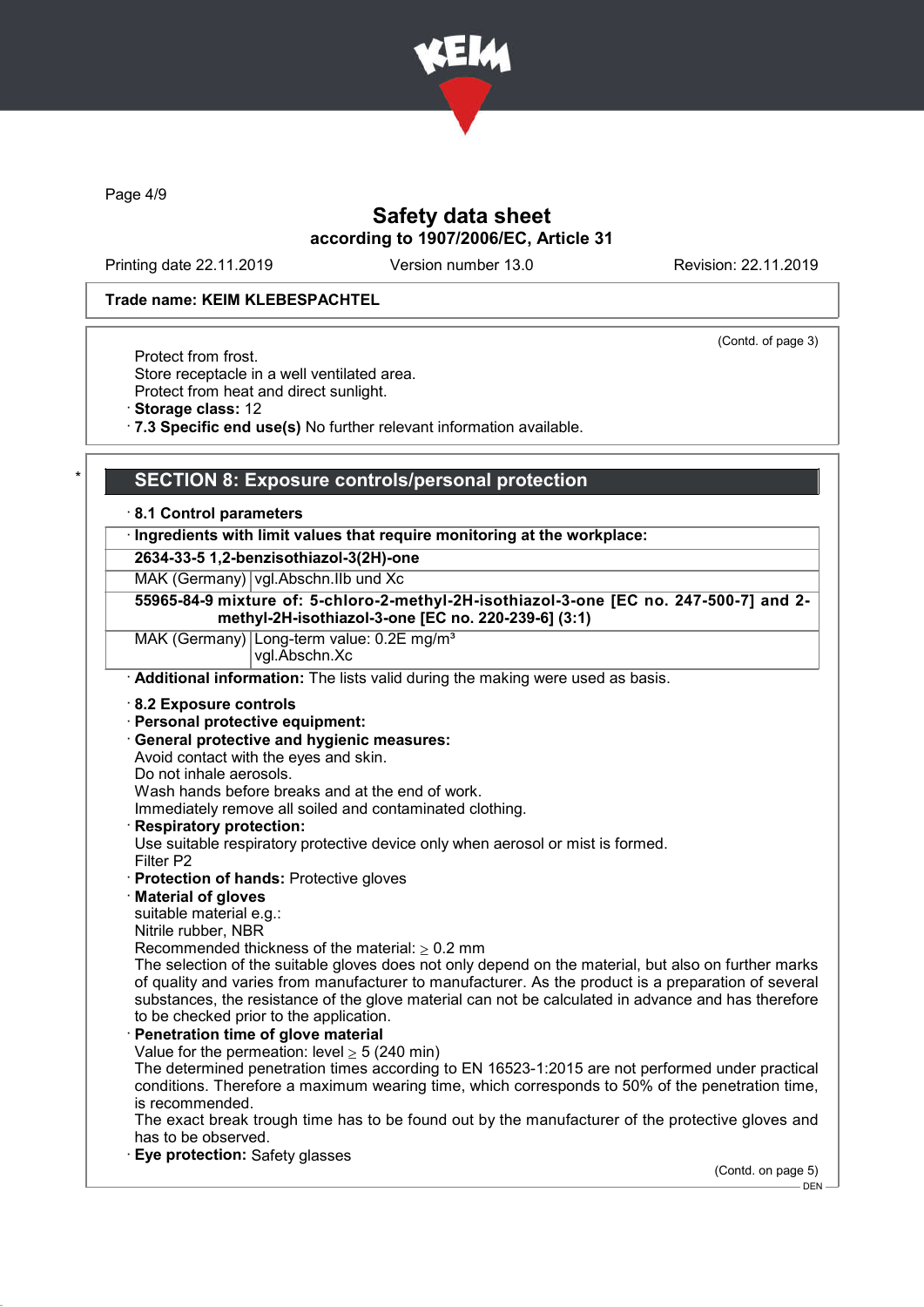Safety data sheet
according to 1907/2006/EC, Article 31

Printing date 22.11.2019 Version number 13.0 Revision: 22.11.2019

Trade name: KEIM KLEBESPACHTEL

(Contd. of page 3)

Protect from frost.
Store receptacle in a well ventilated area.
Protect from heat and direct sunlight.
· **Storage class:** 12
· **7.3 Specific end use(s)** No further relevant information available.

\*

## SECTION 8: Exposure controls/personal protection

· **8.1 Control parameters**

| · Ingredients with limit values that require monitoring at the workplace: | |
|---|---|
| **2634-33-5 1,2-benzisothiazol-3(2H)-one** | |
| MAK (Germany) | vgl.Abschn.IIb und Xc |
| **55965-84-9 mixture of: 5-chloro-2-methyl-2H-isothiazol-3-one [EC no. 247-500-7] and 2-methyl-2H-isothiazol-3-one [EC no. 220-239-6] (3:1)** | |
| MAK (Germany) | Long-term value: 0.2E mg/m³<br>vgl.Abschn.Xc |

· **Additional information:** The lists valid during the making were used as basis.

· **8.2 Exposure controls**
· **Personal protective equipment:**
· **General protective and hygienic measures:**
Avoid contact with the eyes and skin.
Do not inhale aerosols.
Wash hands before breaks and at the end of work.
Immediately remove all soiled and contaminated clothing.
· **Respiratory protection:**
Use suitable respiratory protective device only when aerosol or mist is formed.
Filter P2
· **Protection of hands:** Protective gloves
· **Material of gloves**
suitable material e.g.:
Nitrile rubber, NBR
Recommended thickness of the material: ≥ 0.2 mm
The selection of the suitable gloves does not only depend on the material, but also on further marks of quality and varies from manufacturer to manufacturer. As the product is a preparation of several substances, the resistance of the glove material can not be calculated in advance and has therefore to be checked prior to the application.
· **Penetration time of glove material**
Value for the permeation: level ≥ 5 (240 min)
The determined penetration times according to EN 16523-1:2015 are not performed under practical conditions. Therefore a maximum wearing time, which corresponds to 50% of the penetration time, is recommended.
The exact break trough time has to be found out by the manufacturer of the protective gloves and has to be observed.
· **Eye protection:** Safety glasses

(Contd. on page 5)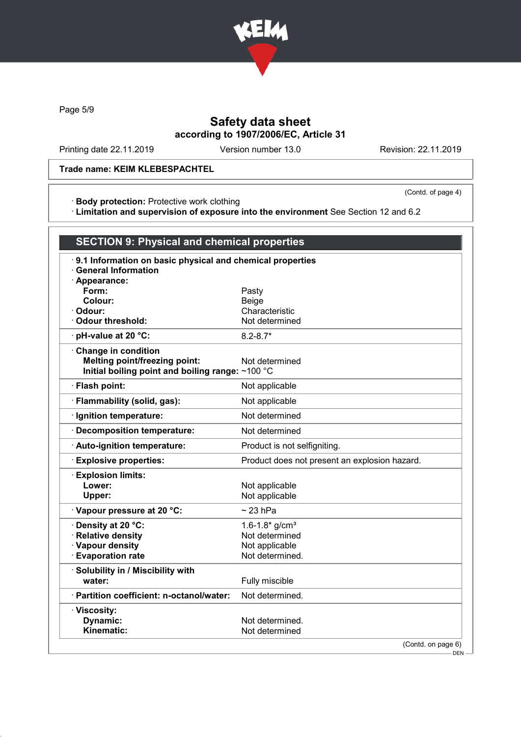Trade name: KEIM KLEBESPACHTEL

(Contd. of page 4)

· **Body protection:** Protective work clothing
· **Limitation and supervision of exposure into the environment** See Section 12 and 6.2

## SECTION 9: Physical and chemical properties

· **9.1 Information on basic physical and chemical properties**
· **General Information**

| Property | Value |
|---|---|
| · **Appearance:** | |
| **Form:** | Pasty |
| **Colour:** | Beige |
| · **Odour:** | Characteristic |
| · **Odour threshold:** | Not determined |
| · **pH-value at 20 °C:** | 8.2-8.7* |
| · **Change in condition** | |
| **Melting point/freezing point:** | Not determined |
| **Initial boiling point and boiling range:** | ~100 °C |
| · **Flash point:** | Not applicable |
| · **Flammability (solid, gas):** | Not applicable |
| · **Ignition temperature:** | Not determined |
| · **Decomposition temperature:** | Not determined |
| · **Auto-ignition temperature:** | Product is not selfigniting. |
| · **Explosive properties:** | Product does not present an explosion hazard. |
| · **Explosion limits:** | |
| **Lower:** | Not applicable |
| **Upper:** | Not applicable |
| · **Vapour pressure at 20 °C:** | ~ 23 hPa |
| · **Density at 20 °C:** | 1.6-1.8* g/cm³ |
| · **Relative density** | Not determined |
| · **Vapour density** | Not applicable |
| · **Evaporation rate** | Not determined. |
| · **Solubility in / Miscibility with** | |
| **water:** | Fully miscible |
| · **Partition coefficient: n-octanol/water:** | Not determined. |
| · **Viscosity:** | |
| **Dynamic:** | Not determined. |
| **Kinematic:** | Not determined |

(Contd. on page 6)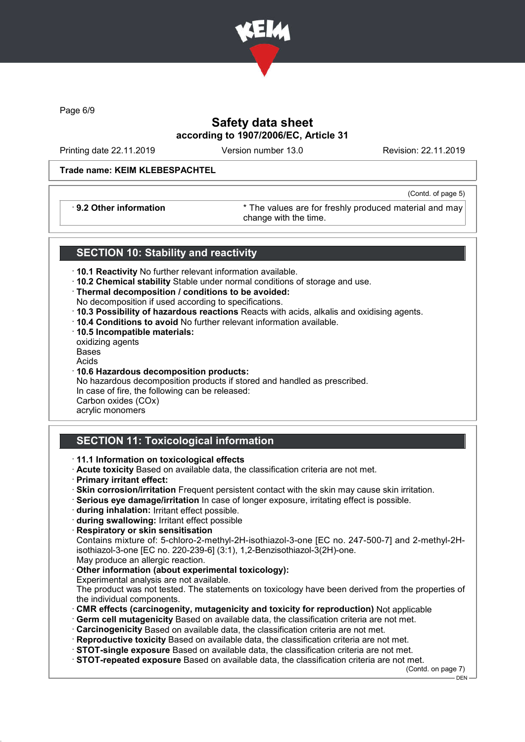**Safety data sheet**
**according to 1907/2006/EC, Article 31**

Printing date 22.11.2019 Version number 13.0 Revision: 22.11.2019

**Trade name: KEIM KLEBESPACHTEL**

(Contd. of page 5)

| · **9.2 Other information** | * The values are for freshly produced material and may change with the time. |
|---|---|

## SECTION 10: Stability and reactivity

· **10.1 Reactivity** No further relevant information available.
· **10.2 Chemical stability** Stable under normal conditions of storage and use.
· **Thermal decomposition / conditions to be avoided:**
No decomposition if used according to specifications.
· **10.3 Possibility of hazardous reactions** Reacts with acids, alkalis and oxidising agents.
· **10.4 Conditions to avoid** No further relevant information available.
· **10.5 Incompatible materials:**
oxidizing agents
Bases
Acids
· **10.6 Hazardous decomposition products:**
No hazardous decomposition products if stored and handled as prescribed.
In case of fire, the following can be released:
Carbon oxides (COx)
acrylic monomers

## SECTION 11: Toxicological information

· **11.1 Information on toxicological effects**
· **Acute toxicity** Based on available data, the classification criteria are not met.
· **Primary irritant effect:**
· **Skin corrosion/irritation** Frequent persistent contact with the skin may cause skin irritation.
· **Serious eye damage/irritation** In case of longer exposure, irritating effect is possible.
· **during inhalation:** Irritant effect possible.
· **during swallowing:** Irritant effect possible
· **Respiratory or skin sensitisation**
Contains mixture of: 5-chloro-2-methyl-2H-isothiazol-3-one [EC no. 247-500-7] and 2-methyl-2H-isothiazol-3-one [EC no. 220-239-6] (3:1), 1,2-Benzisothiazol-3(2H)-one.
May produce an allergic reaction.
· **Other information (about experimental toxicology):**
Experimental analysis are not available.
The product was not tested. The statements on toxicology have been derived from the properties of the individual components.
· **CMR effects (carcinogenity, mutagenicity and toxicity for reproduction)** Not applicable
· **Germ cell mutagenicity** Based on available data, the classification criteria are not met.
· **Carcinogenicity** Based on available data, the classification criteria are not met.
· **Reproductive toxicity** Based on available data, the classification criteria are not met.
· **STOT-single exposure** Based on available data, the classification criteria are not met.
· **STOT-repeated exposure** Based on available data, the classification criteria are not met.

(Contd. on page 7)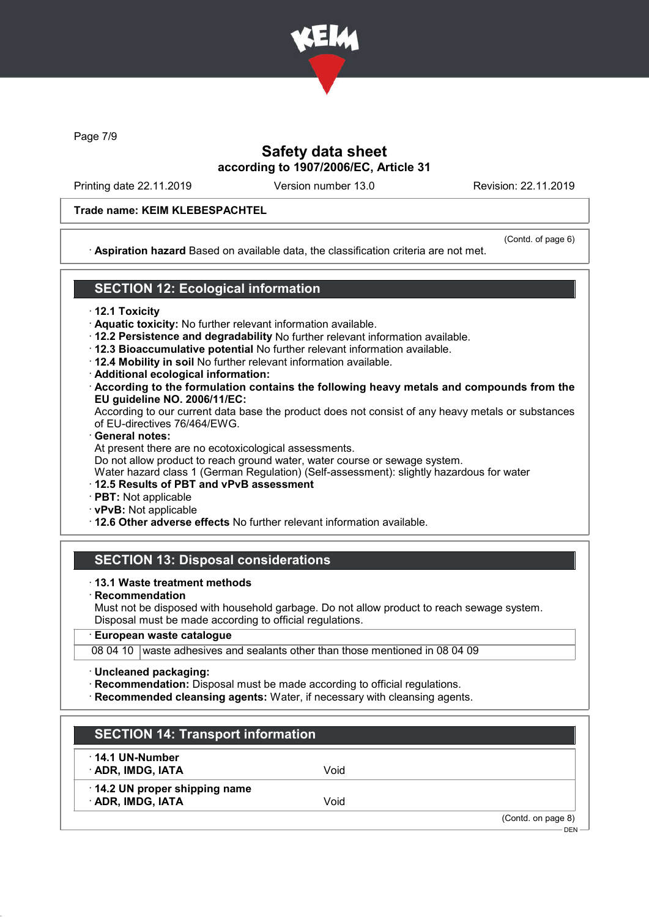Trade name: KEIM KLEBESPACHTEL

(Contd. of page 6)

· **Aspiration hazard** Based on available data, the classification criteria are not met.

## SECTION 12: Ecological information

· **12.1 Toxicity**
· **Aquatic toxicity:** No further relevant information available.
· **12.2 Persistence and degradability** No further relevant information available.
· **12.3 Bioaccumulative potential** No further relevant information available.
· **12.4 Mobility in soil** No further relevant information available.
· **Additional ecological information:**
· **According to the formulation contains the following heavy metals and compounds from the EU guideline NO. 2006/11/EC:**
According to our current data base the product does not consist of any heavy metals or substances of EU-directives 76/464/EWG.
· **General notes:**
At present there are no ecotoxicological assessments.
Do not allow product to reach ground water, water course or sewage system.
Water hazard class 1 (German Regulation) (Self-assessment): slightly hazardous for water
· **12.5 Results of PBT and vPvB assessment**
· **PBT:** Not applicable
· **vPvB:** Not applicable
· **12.6 Other adverse effects** No further relevant information available.

## SECTION 13: Disposal considerations

· **13.1 Waste treatment methods**
· **Recommendation**
Must not be disposed with household garbage. Do not allow product to reach sewage system.
Disposal must be made according to official regulations.

| · **European waste catalogue** | |
|---|---|
| 08 04 10 | waste adhesives and sealants other than those mentioned in 08 04 09 |

· **Uncleaned packaging:**
· **Recommendation:** Disposal must be made according to official regulations.
· **Recommended cleansing agents:** Water, if necessary with cleansing agents.

## SECTION 14: Transport information

| | |
|---|---|
| · **14.1 UN-Number** | |
| · **ADR, IMDG, IATA** | Void |
| · **14.2 UN proper shipping name** | |
| · **ADR, IMDG, IATA** | Void |

(Contd. on page 8)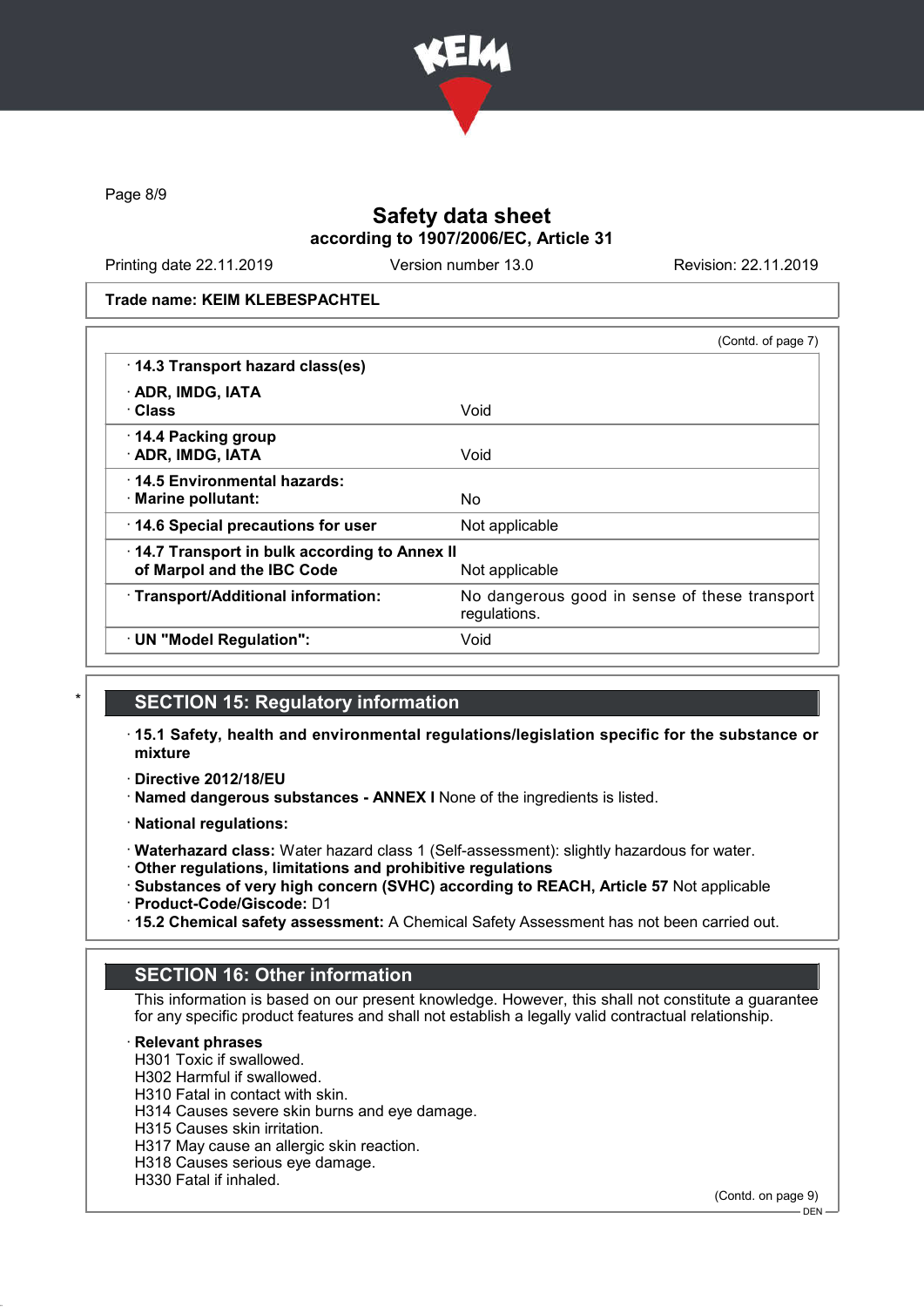**Trade name: KEIM KLEBESPACHTEL**

(Contd. of page 7)

| | |
|---|---|
| · **14.3 Transport hazard class(es)** | |
| · **ADR, IMDG, IATA** | |
| · **Class** | Void |
| · **14.4 Packing group** | |
| · **ADR, IMDG, IATA** | Void |
| · **14.5 Environmental hazards:** | |
| · **Marine pollutant:** | No |
| · **14.6 Special precautions for user** | Not applicable |
| · **14.7 Transport in bulk according to Annex II of Marpol and the IBC Code** | Not applicable |
| · **Transport/Additional information:** | No dangerous good in sense of these transport regulations. |
| · **UN "Model Regulation":** | Void |

## * SECTION 15: Regulatory information

· **15.1 Safety, health and environmental regulations/legislation specific for the substance or mixture**

· **Directive 2012/18/EU**
· **Named dangerous substances - ANNEX I** None of the ingredients is listed.

· **National regulations:**

· **Waterhazard class:** Water hazard class 1 (Self-assessment): slightly hazardous for water.
· **Other regulations, limitations and prohibitive regulations**
· **Substances of very high concern (SVHC) according to REACH, Article 57** Not applicable
· **Product-Code/Giscode:** D1
· **15.2 Chemical safety assessment:** A Chemical Safety Assessment has not been carried out.

## SECTION 16: Other information

This information is based on our present knowledge. However, this shall not constitute a guarantee for any specific product features and shall not establish a legally valid contractual relationship.

· **Relevant phrases**
H301 Toxic if swallowed.
H302 Harmful if swallowed.
H310 Fatal in contact with skin.
H314 Causes severe skin burns and eye damage.
H315 Causes skin irritation.
H317 May cause an allergic skin reaction.
H318 Causes serious eye damage.
H330 Fatal if inhaled.

(Contd. on page 9)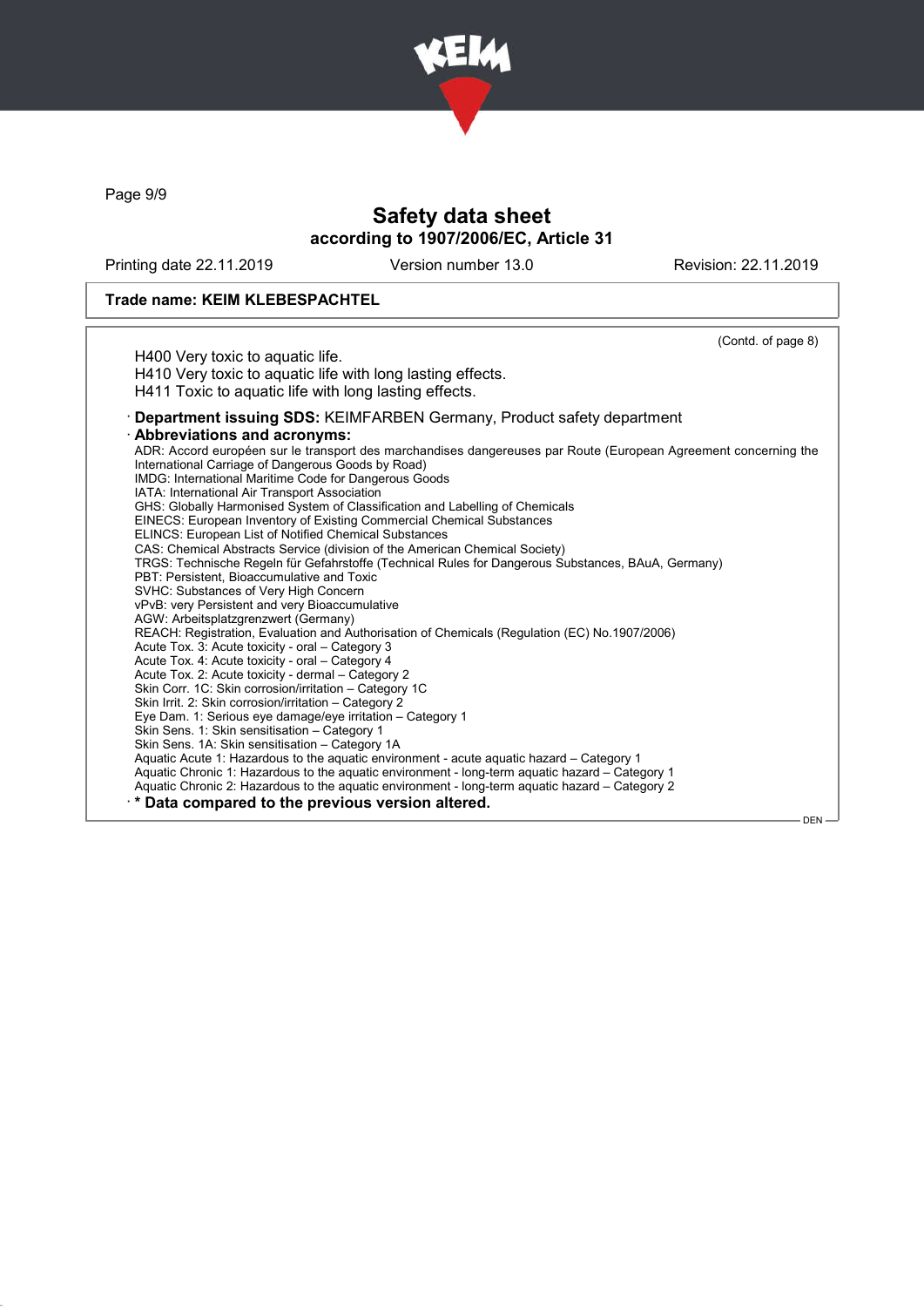Trade name: KEIM KLEBESPACHTEL

(Contd. of page 8)

H400 Very toxic to aquatic life.
H410 Very toxic to aquatic life with long lasting effects.
H411 Toxic to aquatic life with long lasting effects.

· **Department issuing SDS:** KEIMFARBEN Germany, Product safety department

· **Abbreviations and acronyms:**

ADR: Accord européen sur le transport des marchandises dangereuses par Route (European Agreement concerning the International Carriage of Dangerous Goods by Road)
IMDG: International Maritime Code for Dangerous Goods
IATA: International Air Transport Association
GHS: Globally Harmonised System of Classification and Labelling of Chemicals
EINECS: European Inventory of Existing Commercial Chemical Substances
ELINCS: European List of Notified Chemical Substances
CAS: Chemical Abstracts Service (division of the American Chemical Society)
TRGS: Technische Regeln für Gefahrstoffe (Technical Rules for Dangerous Substances, BAuA, Germany)
PBT: Persistent, Bioaccumulative and Toxic
SVHC: Substances of Very High Concern
vPvB: very Persistent and very Bioaccumulative
AGW: Arbeitsplatzgrenzwert (Germany)
REACH: Registration, Evaluation and Authorisation of Chemicals (Regulation (EC) No.1907/2006)
Acute Tox. 3: Acute toxicity - oral – Category 3
Acute Tox. 4: Acute toxicity - oral – Category 4
Acute Tox. 2: Acute toxicity - dermal – Category 2
Skin Corr. 1C: Skin corrosion/irritation – Category 1C
Skin Irrit. 2: Skin corrosion/irritation – Category 2
Eye Dam. 1: Serious eye damage/eye irritation – Category 1
Skin Sens. 1: Skin sensitisation – Category 1
Skin Sens. 1A: Skin sensitisation – Category 1A
Aquatic Acute 1: Hazardous to the aquatic environment - acute aquatic hazard – Category 1
Aquatic Chronic 1: Hazardous to the aquatic environment - long-term aquatic hazard – Category 1
Aquatic Chronic 2: Hazardous to the aquatic environment - long-term aquatic hazard – Category 2

· **\* Data compared to the previous version altered.**